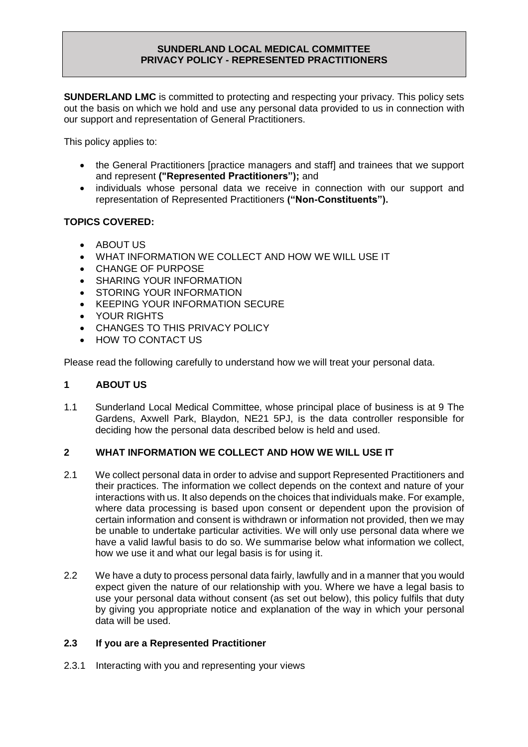# SUNDERLAND LOCAL MEDICAL COMMITTEE
# PRIVACY POLICY - REPRESENTED PRACTITIONERS

**SUNDERLAND LMC** is committed to protecting and respecting your privacy. This policy sets out the basis on which we hold and use any personal data provided to us in connection with our support and representation of General Practitioners.

This policy applies to:

- the General Practitioners [practice managers and staff] and trainees that we support and represent **("Represented Practitioners");** and
- individuals whose personal data we receive in connection with our support and representation of Represented Practitioners **("Non-Constituents").**

**TOPICS COVERED:**

- ABOUT US
- WHAT INFORMATION WE COLLECT AND HOW WE WILL USE IT
- CHANGE OF PURPOSE
- SHARING YOUR INFORMATION
- STORING YOUR INFORMATION
- KEEPING YOUR INFORMATION SECURE
- YOUR RIGHTS
- CHANGES TO THIS PRIVACY POLICY
- HOW TO CONTACT US

Please read the following carefully to understand how we will treat your personal data.

## 1 ABOUT US

1.1 Sunderland Local Medical Committee, whose principal place of business is at 9 The Gardens, Axwell Park, Blaydon, NE21 5PJ, is the data controller responsible for deciding how the personal data described below is held and used.

## 2 WHAT INFORMATION WE COLLECT AND HOW WE WILL USE IT

2.1 We collect personal data in order to advise and support Represented Practitioners and their practices. The information we collect depends on the context and nature of your interactions with us. It also depends on the choices that individuals make. For example, where data processing is based upon consent or dependent upon the provision of certain information and consent is withdrawn or information not provided, then we may be unable to undertake particular activities. We will only use personal data where we have a valid lawful basis to do so. We summarise below what information we collect, how we use it and what our legal basis is for using it.

2.2 We have a duty to process personal data fairly, lawfully and in a manner that you would expect given the nature of our relationship with you. Where we have a legal basis to use your personal data without consent (as set out below), this policy fulfils that duty by giving you appropriate notice and explanation of the way in which your personal data will be used.

### 2.3 If you are a Represented Practitioner

2.3.1 Interacting with you and representing your views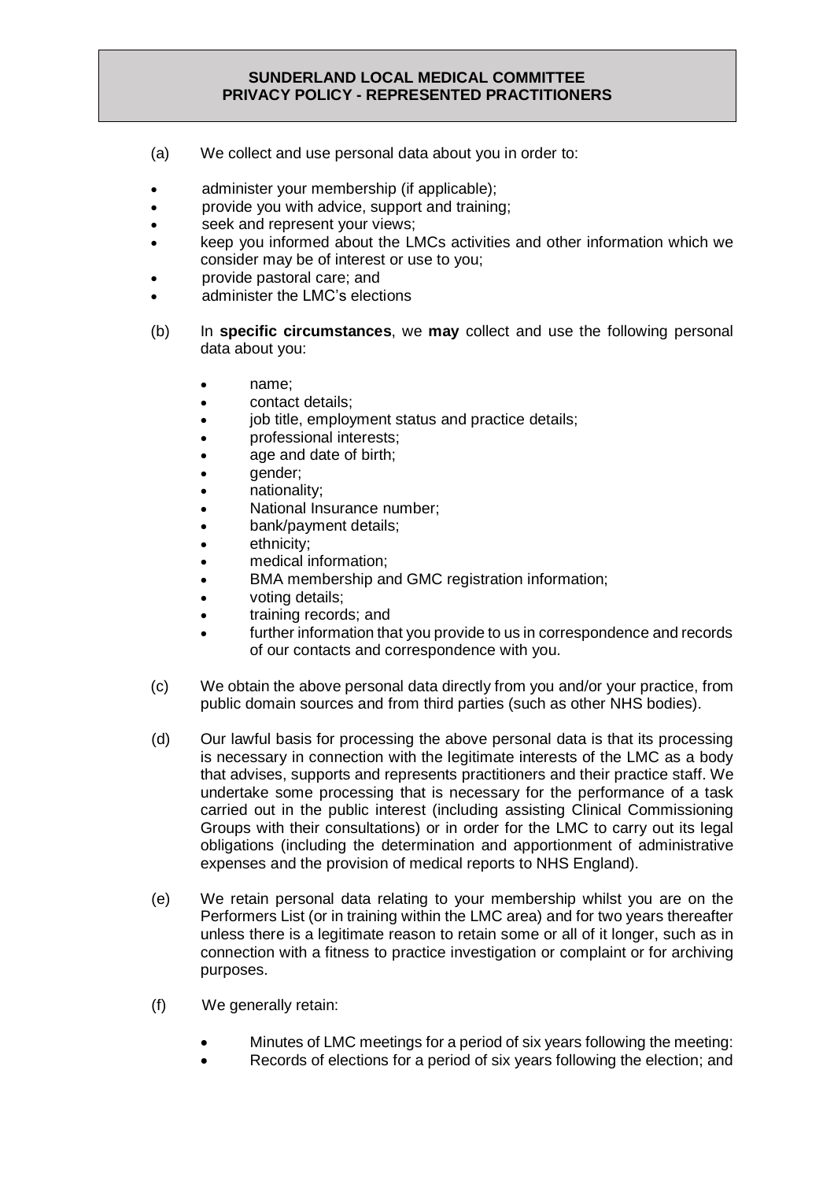**SUNDERLAND LOCAL MEDICAL COMMITTEE**
**PRIVACY POLICY - REPRESENTED PRACTITIONERS**

(a) We collect and use personal data about you in order to:

- administer your membership (if applicable);
- provide you with advice, support and training;
- seek and represent your views;
- keep you informed about the LMCs activities and other information which we consider may be of interest or use to you;
- provide pastoral care; and
- administer the LMC's elections

(b) In **specific circumstances**, we **may** collect and use the following personal data about you:

- name;
- contact details;
- job title, employment status and practice details;
- professional interests;
- age and date of birth;
- gender;
- nationality;
- National Insurance number;
- bank/payment details;
- ethnicity;
- medical information;
- BMA membership and GMC registration information;
- voting details;
- training records; and
- further information that you provide to us in correspondence and records of our contacts and correspondence with you.

(c) We obtain the above personal data directly from you and/or your practice, from public domain sources and from third parties (such as other NHS bodies).

(d) Our lawful basis for processing the above personal data is that its processing is necessary in connection with the legitimate interests of the LMC as a body that advises, supports and represents practitioners and their practice staff. We undertake some processing that is necessary for the performance of a task carried out in the public interest (including assisting Clinical Commissioning Groups with their consultations) or in order for the LMC to carry out its legal obligations (including the determination and apportionment of administrative expenses and the provision of medical reports to NHS England).

(e) We retain personal data relating to your membership whilst you are on the Performers List (or in training within the LMC area) and for two years thereafter unless there is a legitimate reason to retain some or all of it longer, such as in connection with a fitness to practice investigation or complaint or for archiving purposes.

(f) We generally retain:

- Minutes of LMC meetings for a period of six years following the meeting:
- Records of elections for a period of six years following the election; and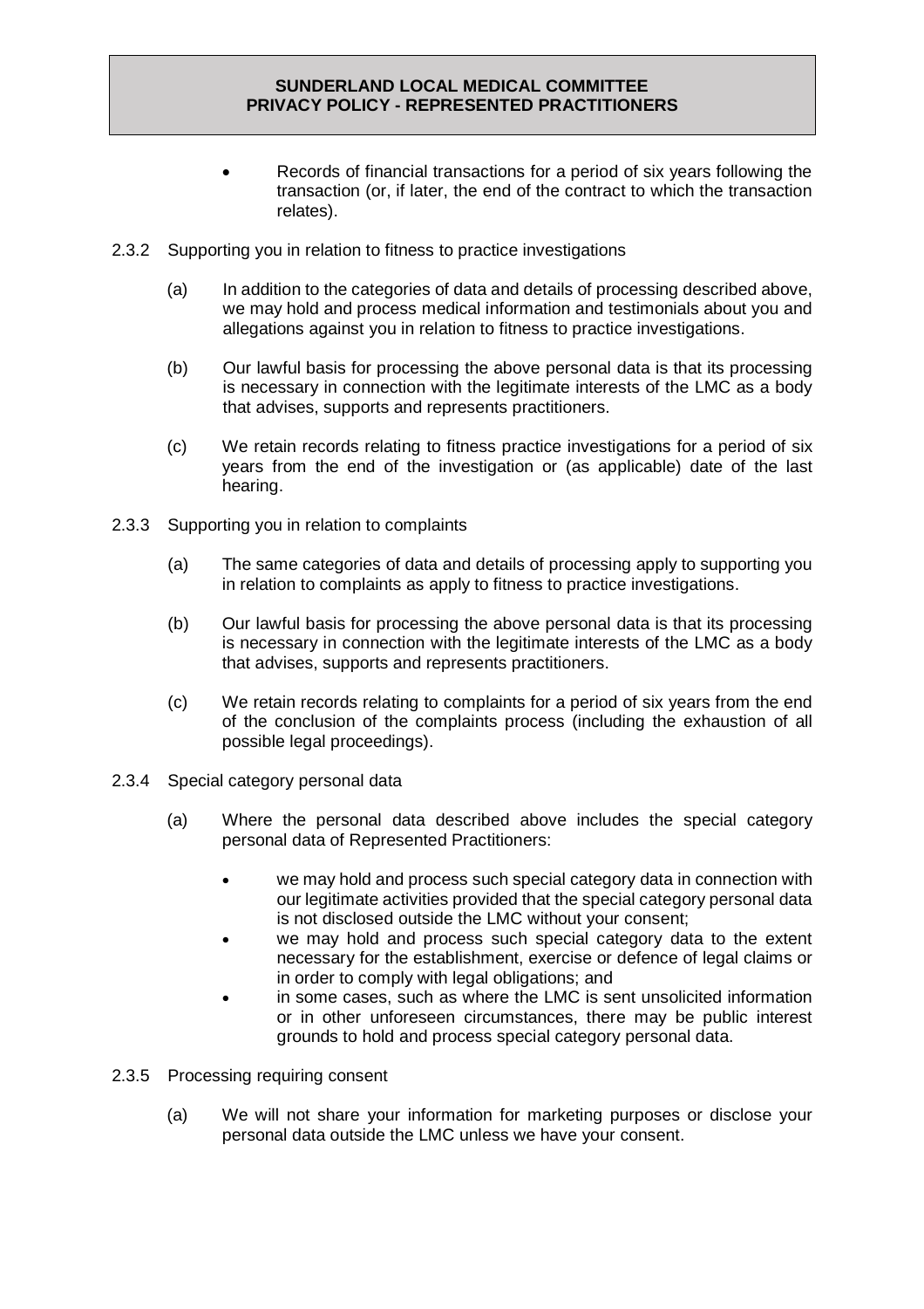- Records of financial transactions for a period of six years following the transaction (or, if later, the end of the contract to which the transaction relates).

2.3.2 Supporting you in relation to fitness to practice investigations

(a) In addition to the categories of data and details of processing described above, we may hold and process medical information and testimonials about you and allegations against you in relation to fitness to practice investigations.

(b) Our lawful basis for processing the above personal data is that its processing is necessary in connection with the legitimate interests of the LMC as a body that advises, supports and represents practitioners.

(c) We retain records relating to fitness practice investigations for a period of six years from the end of the investigation or (as applicable) date of the last hearing.

2.3.3 Supporting you in relation to complaints

(a) The same categories of data and details of processing apply to supporting you in relation to complaints as apply to fitness to practice investigations.

(b) Our lawful basis for processing the above personal data is that its processing is necessary in connection with the legitimate interests of the LMC as a body that advises, supports and represents practitioners.

(c) We retain records relating to complaints for a period of six years from the end of the conclusion of the complaints process (including the exhaustion of all possible legal proceedings).

2.3.4 Special category personal data

(a) Where the personal data described above includes the special category personal data of Represented Practitioners:

- we may hold and process such special category data in connection with our legitimate activities provided that the special category personal data is not disclosed outside the LMC without your consent;
- we may hold and process such special category data to the extent necessary for the establishment, exercise or defence of legal claims or in order to comply with legal obligations; and
- in some cases, such as where the LMC is sent unsolicited information or in other unforeseen circumstances, there may be public interest grounds to hold and process special category personal data.

2.3.5 Processing requiring consent

(a) We will not share your information for marketing purposes or disclose your personal data outside the LMC unless we have your consent.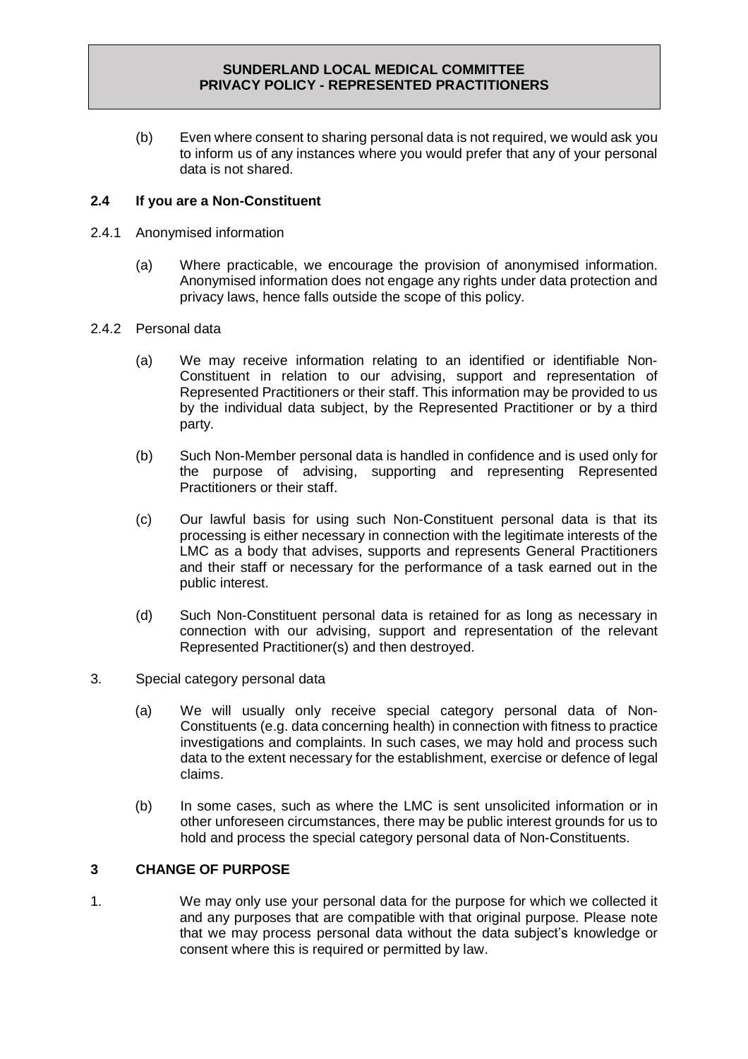(b) Even where consent to sharing personal data is not required, we would ask you to inform us of any instances where you would prefer that any of your personal data is not shared.

### 2.4 If you are a Non-Constituent

2.4.1 Anonymised information

(a) Where practicable, we encourage the provision of anonymised information. Anonymised information does not engage any rights under data protection and privacy laws, hence falls outside the scope of this policy.

2.4.2 Personal data

(a) We may receive information relating to an identified or identifiable Non-Constituent in relation to our advising, support and representation of Represented Practitioners or their staff. This information may be provided to us by the individual data subject, by the Represented Practitioner or by a third party.

(b) Such Non-Member personal data is handled in confidence and is used only for the purpose of advising, supporting and representing Represented Practitioners or their staff.

(c) Our lawful basis for using such Non-Constituent personal data is that its processing is either necessary in connection with the legitimate interests of the LMC as a body that advises, supports and represents General Practitioners and their staff or necessary for the performance of a task earned out in the public interest.

(d) Such Non-Constituent personal data is retained for as long as necessary in connection with our advising, support and representation of the relevant Represented Practitioner(s) and then destroyed.

3. Special category personal data

(a) We will usually only receive special category personal data of Non-Constituents (e.g. data concerning health) in connection with fitness to practice investigations and complaints. In such cases, we may hold and process such data to the extent necessary for the establishment, exercise or defence of legal claims.

(b) In some cases, such as where the LMC is sent unsolicited information or in other unforeseen circumstances, there may be public interest grounds for us to hold and process the special category personal data of Non-Constituents.

### 3 CHANGE OF PURPOSE

1. We may only use your personal data for the purpose for which we collected it and any purposes that are compatible with that original purpose. Please note that we may process personal data without the data subject's knowledge or consent where this is required or permitted by law.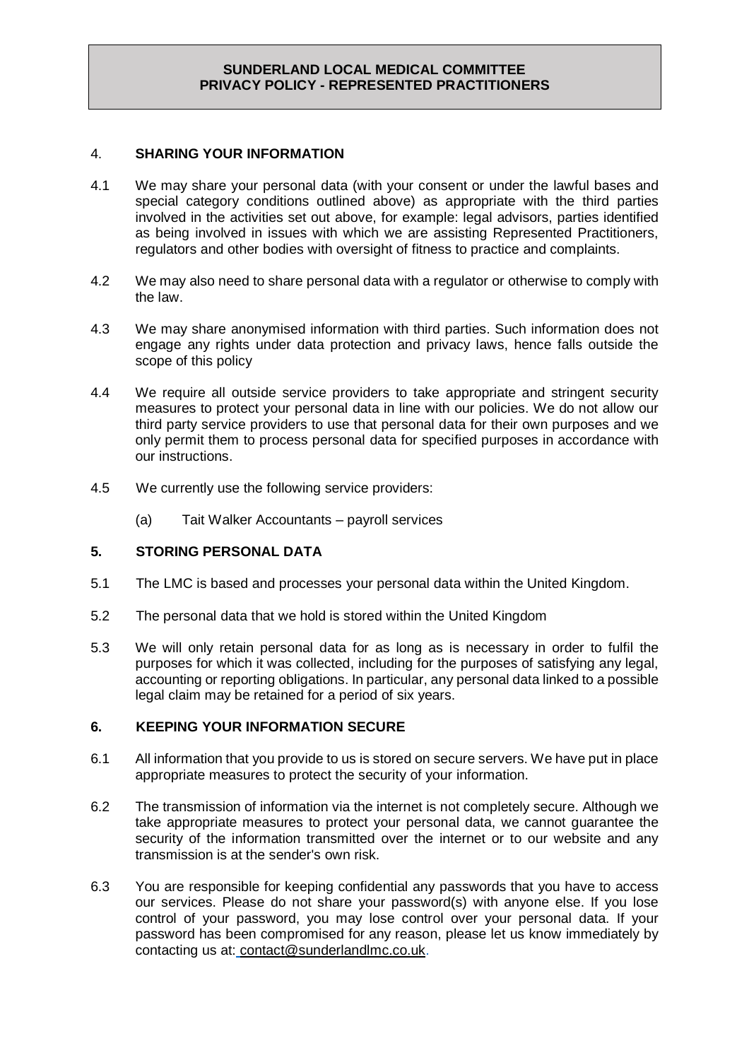## 4. SHARING YOUR INFORMATION

4.1 We may share your personal data (with your consent or under the lawful bases and special category conditions outlined above) as appropriate with the third parties involved in the activities set out above, for example: legal advisors, parties identified as being involved in issues with which we are assisting Represented Practitioners, regulators and other bodies with oversight of fitness to practice and complaints.

4.2 We may also need to share personal data with a regulator or otherwise to comply with the law.

4.3 We may share anonymised information with third parties. Such information does not engage any rights under data protection and privacy laws, hence falls outside the scope of this policy

4.4 We require all outside service providers to take appropriate and stringent security measures to protect your personal data in line with our policies. We do not allow our third party service providers to use that personal data for their own purposes and we only permit them to process personal data for specified purposes in accordance with our instructions.

4.5 We currently use the following service providers:

(a) Tait Walker Accountants – payroll services

## 5. STORING PERSONAL DATA

5.1 The LMC is based and processes your personal data within the United Kingdom.

5.2 The personal data that we hold is stored within the United Kingdom

5.3 We will only retain personal data for as long as is necessary in order to fulfil the purposes for which it was collected, including for the purposes of satisfying any legal, accounting or reporting obligations. In particular, any personal data linked to a possible legal claim may be retained for a period of six years.

## 6. KEEPING YOUR INFORMATION SECURE

6.1 All information that you provide to us is stored on secure servers. We have put in place appropriate measures to protect the security of your information.

6.2 The transmission of information via the internet is not completely secure. Although we take appropriate measures to protect your personal data, we cannot guarantee the security of the information transmitted over the internet or to our website and any transmission is at the sender's own risk.

6.3 You are responsible for keeping confidential any passwords that you have to access our services. Please do not share your password(s) with anyone else. If you lose control of your password, you may lose control over your personal data. If your password has been compromised for any reason, please let us know immediately by contacting us at: contact@sunderlandlmc.co.uk.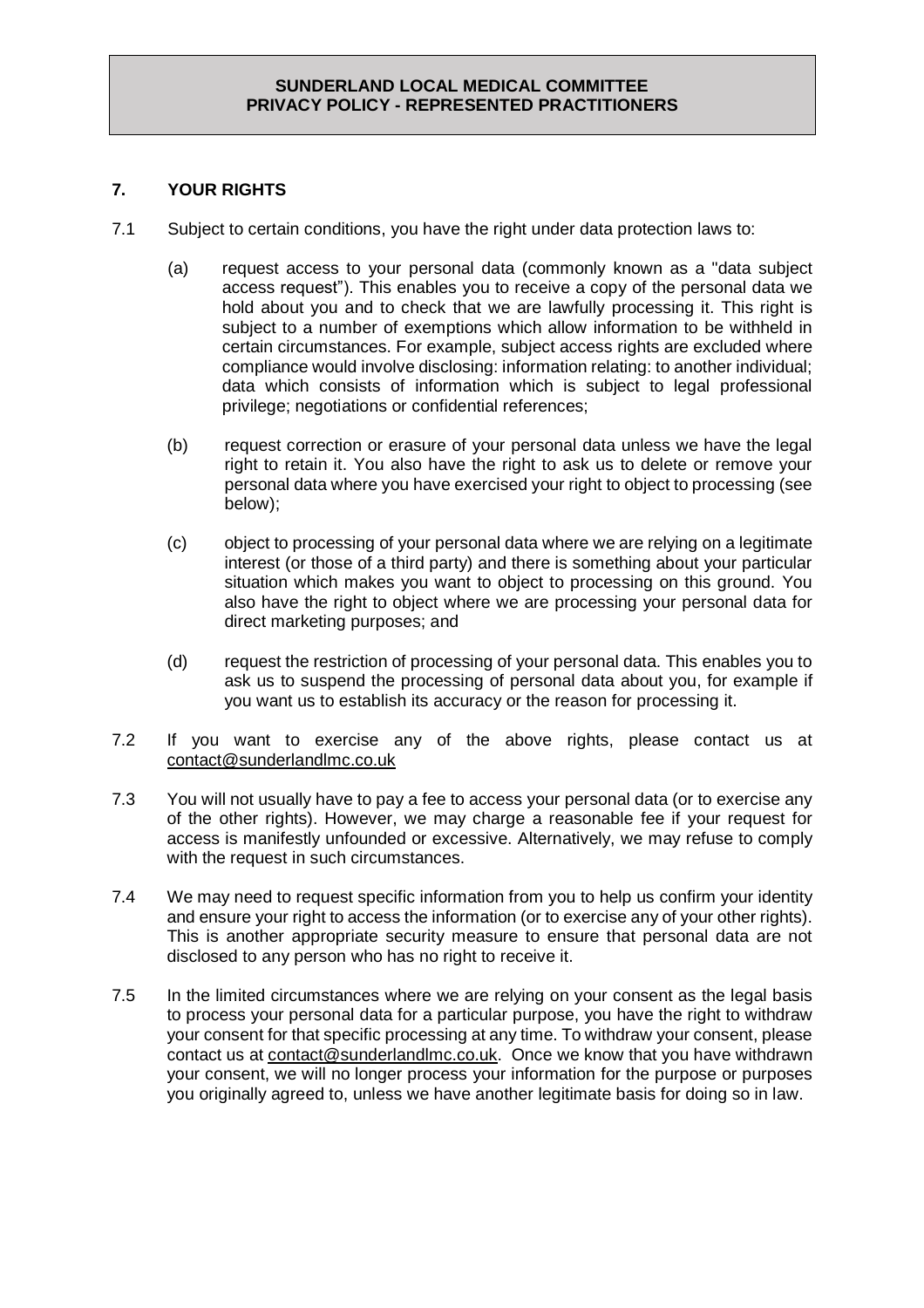## 7. YOUR RIGHTS

7.1 Subject to certain conditions, you have the right under data protection laws to:

(a) request access to your personal data (commonly known as a "data subject access request"). This enables you to receive a copy of the personal data we hold about you and to check that we are lawfully processing it. This right is subject to a number of exemptions which allow information to be withheld in certain circumstances. For example, subject access rights are excluded where compliance would involve disclosing: information relating: to another individual; data which consists of information which is subject to legal professional privilege; negotiations or confidential references;

(b) request correction or erasure of your personal data unless we have the legal right to retain it. You also have the right to ask us to delete or remove your personal data where you have exercised your right to object to processing (see below);

(c) object to processing of your personal data where we are relying on a legitimate interest (or those of a third party) and there is something about your particular situation which makes you want to object to processing on this ground. You also have the right to object where we are processing your personal data for direct marketing purposes; and

(d) request the restriction of processing of your personal data. This enables you to ask us to suspend the processing of personal data about you, for example if you want us to establish its accuracy or the reason for processing it.

7.2 If you want to exercise any of the above rights, please contact us at contact@sunderlandlmc.co.uk

7.3 You will not usually have to pay a fee to access your personal data (or to exercise any of the other rights). However, we may charge a reasonable fee if your request for access is manifestly unfounded or excessive. Alternatively, we may refuse to comply with the request in such circumstances.

7.4 We may need to request specific information from you to help us confirm your identity and ensure your right to access the information (or to exercise any of your other rights). This is another appropriate security measure to ensure that personal data are not disclosed to any person who has no right to receive it.

7.5 In the limited circumstances where we are relying on your consent as the legal basis to process your personal data for a particular purpose, you have the right to withdraw your consent for that specific processing at any time. To withdraw your consent, please contact us at contact@sunderlandlmc.co.uk. Once we know that you have withdrawn your consent, we will no longer process your information for the purpose or purposes you originally agreed to, unless we have another legitimate basis for doing so in law.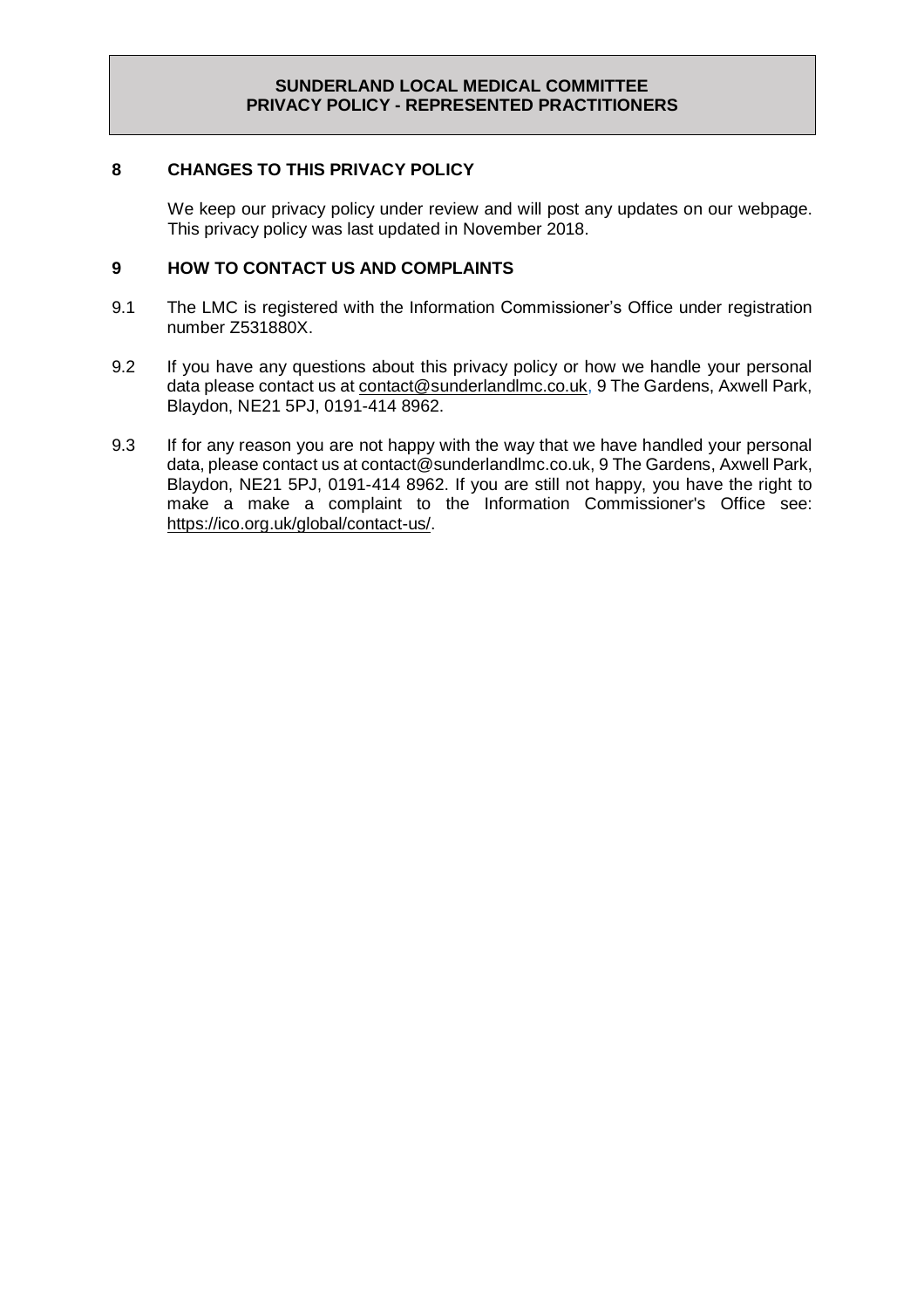## 8 CHANGES TO THIS PRIVACY POLICY

We keep our privacy policy under review and will post any updates on our webpage. This privacy policy was last updated in November 2018.

## 9 HOW TO CONTACT US AND COMPLAINTS

9.1 The LMC is registered with the Information Commissioner's Office under registration number Z531880X.

9.2 If you have any questions about this privacy policy or how we handle your personal data please contact us at contact@sunderlandlmc.co.uk, 9 The Gardens, Axwell Park, Blaydon, NE21 5PJ, 0191-414 8962.

9.3 If for any reason you are not happy with the way that we have handled your personal data, please contact us at contact@sunderlandlmc.co.uk, 9 The Gardens, Axwell Park, Blaydon, NE21 5PJ, 0191-414 8962. If you are still not happy, you have the right to make a make a complaint to the Information Commissioner's Office see: https://ico.org.uk/global/contact-us/.